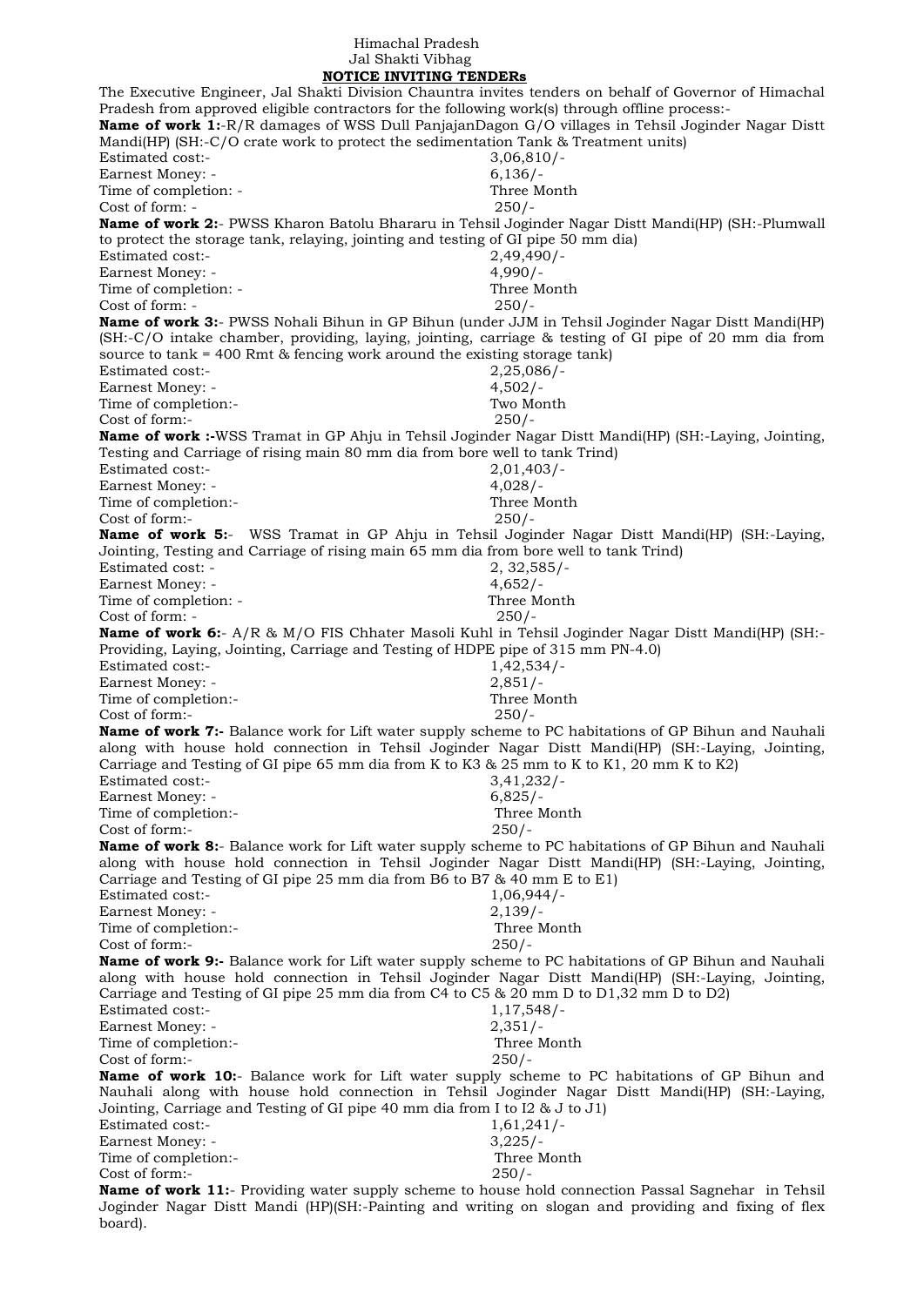Himachal Pradesh
Jal Shakti Vibhag

**NOTICE INVITING TENDERs**

The Executive Engineer, Jal Shakti Division Chauntra invites tenders on behalf of Governor of Himachal Pradesh from approved eligible contractors for the following work(s) through offline process:-

**Name of work 1:**-R/R damages of WSS Dull PanjajanDagon G/O villages in Tehsil Joginder Nagar Distt Mandi(HP) (SH:-C/O crate work to protect the sedimentation Tank & Treatment units)

Estimated cost:- 3,06,810/-
Earnest Money: - 6,136/-
Time of completion: - Three Month
Cost of form: - 250/-

**Name of work 2:**- PWSS Kharon Batolu Bhararu in Tehsil Joginder Nagar Distt Mandi(HP) (SH:-Plumwall to protect the storage tank, relaying, jointing and testing of GI pipe 50 mm dia)

Estimated cost:- 2,49,490/-
Earnest Money: - 4,990/-
Time of completion: - Three Month
Cost of form: - 250/-

**Name of work 3:**- PWSS Nohali Bihun in GP Bihun (under JJM in Tehsil Joginder Nagar Distt Mandi(HP) (SH:-C/O intake chamber, providing, laying, jointing, carriage & testing of GI pipe of 20 mm dia from source to tank = 400 Rmt & fencing work around the existing storage tank)

Estimated cost:- 2,25,086/-
Earnest Money: - 4,502/-
Time of completion:- Two Month
Cost of form:- 250/-

**Name of work :-**WSS Tramat in GP Ahju in Tehsil Joginder Nagar Distt Mandi(HP) (SH:-Laying, Jointing, Testing and Carriage of rising main 80 mm dia from bore well to tank Trind)

Estimated cost:- 2,01,403/-
Earnest Money: - 4,028/-
Time of completion:- Three Month
Cost of form:- 250/-

**Name of work 5:**- WSS Tramat in GP Ahju in Tehsil Joginder Nagar Distt Mandi(HP) (SH:-Laying, Jointing, Testing and Carriage of rising main 65 mm dia from bore well to tank Trind)

Estimated cost: - 2, 32,585/-
Earnest Money: - 4,652/-
Time of completion: - Three Month
Cost of form: - 250/-

**Name of work 6:**- A/R & M/O FIS Chhater Masoli Kuhl in Tehsil Joginder Nagar Distt Mandi(HP) (SH:-Providing, Laying, Jointing, Carriage and Testing of HDPE pipe of 315 mm PN-4.0)

Estimated cost:- 1,42,534/-
Earnest Money: - 2,851/-
Time of completion:- Three Month
Cost of form:- 250/-

**Name of work 7:-** Balance work for Lift water supply scheme to PC habitations of GP Bihun and Nauhali along with house hold connection in Tehsil Joginder Nagar Distt Mandi(HP) (SH:-Laying, Jointing, Carriage and Testing of GI pipe 65 mm dia from K to K3 & 25 mm to K to K1, 20 mm K to K2)

Estimated cost:- 3,41,232/-
Earnest Money: - 6,825/-
Time of completion:- Three Month
Cost of form:- 250/-

**Name of work 8:**- Balance work for Lift water supply scheme to PC habitations of GP Bihun and Nauhali along with house hold connection in Tehsil Joginder Nagar Distt Mandi(HP) (SH:-Laying, Jointing, Carriage and Testing of GI pipe 25 mm dia from B6 to B7 & 40 mm E to E1)

Estimated cost:- 1,06,944/-
Earnest Money: - 2,139/-
Time of completion:- Three Month
Cost of form:- 250/-

**Name of work 9:-** Balance work for Lift water supply scheme to PC habitations of GP Bihun and Nauhali along with house hold connection in Tehsil Joginder Nagar Distt Mandi(HP) (SH:-Laying, Jointing, Carriage and Testing of GI pipe 25 mm dia from C4 to C5 & 20 mm D to D1,32 mm D to D2)

Estimated cost:- 1,17,548/-
Earnest Money: - 2,351/-
Time of completion:- Three Month
Cost of form:- 250/-

**Name of work 10:**- Balance work for Lift water supply scheme to PC habitations of GP Bihun and Nauhali along with house hold connection in Tehsil Joginder Nagar Distt Mandi(HP) (SH:-Laying, Jointing, Carriage and Testing of GI pipe 40 mm dia from I to I2 & J to J1)

Estimated cost:- 1,61,241/-
Earnest Money: - 3,225/-
Time of completion:- Three Month
Cost of form:- 250/-

**Name of work 11:**- Providing water supply scheme to house hold connection Passal Sagnehar in Tehsil Joginder Nagar Distt Mandi (HP)(SH:-Painting and writing on slogan and providing and fixing of flex board).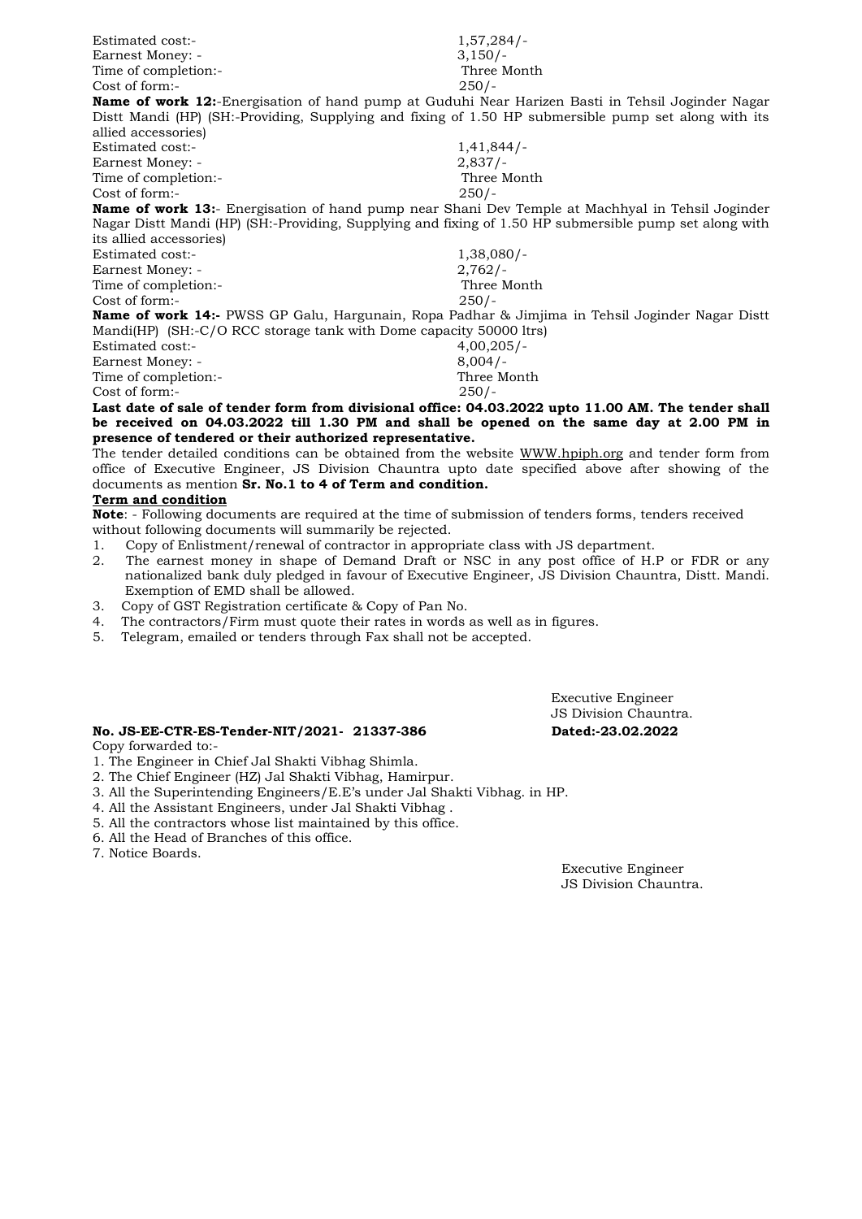Estimated cost:- 1,57,284/-
Earnest Money: - 3,150/-
Time of completion:- Three Month
Cost of form:- 250/-

**Name of work 12:**-Energisation of hand pump at Guduhi Near Harizen Basti in Tehsil Joginder Nagar Distt Mandi (HP) (SH:-Providing, Supplying and fixing of 1.50 HP submersible pump set along with its allied accessories)

Estimated cost:- 1,41,844/-
Earnest Money: - 2,837/-
Time of completion:- Three Month
Cost of form:- 250/-

**Name of work 13:**- Energisation of hand pump near Shani Dev Temple at Machhyal in Tehsil Joginder Nagar Distt Mandi (HP) (SH:-Providing, Supplying and fixing of 1.50 HP submersible pump set along with its allied accessories)

Estimated cost:- 1,38,080/-
Earnest Money: - 2,762/-
Time of completion:- Three Month
Cost of form:- 250/-

**Name of work 14:-** PWSS GP Galu, Hargunain, Ropa Padhar & Jimjima in Tehsil Joginder Nagar Distt Mandi(HP) (SH:-C/O RCC storage tank with Dome capacity 50000 ltrs)

Estimated cost:- 4,00,205/-
Earnest Money: - 8,004/-
Time of completion:- Three Month
Cost of form:- 250/-

**Last date of sale of tender form from divisional office: 04.03.2022 upto 11.00 AM. The tender shall be received on 04.03.2022 till 1.30 PM and shall be opened on the same day at 2.00 PM in presence of tendered or their authorized representative.**

The tender detailed conditions can be obtained from the website WWW.hpiph.org and tender form from office of Executive Engineer, JS Division Chauntra upto date specified above after showing of the documents as mention **Sr. No.1 to 4 of Term and condition.**

**Term and condition**

**Note**: - Following documents are required at the time of submission of tenders forms, tenders received without following documents will summarily be rejected.

1. Copy of Enlistment/renewal of contractor in appropriate class with JS department.
2. The earnest money in shape of Demand Draft or NSC in any post office of H.P or FDR or any nationalized bank duly pledged in favour of Executive Engineer, JS Division Chauntra, Distt. Mandi. Exemption of EMD shall be allowed.
3. Copy of GST Registration certificate & Copy of Pan No.
4. The contractors/Firm must quote their rates in words as well as in figures.
5. Telegram, emailed or tenders through Fax shall not be accepted.

Executive Engineer
JS Division Chauntra.

**No. JS-EE-CTR-ES-Tender-NIT/2021- 21337-386** **Dated:-23.02.2022**

Copy forwarded to:-

1. The Engineer in Chief Jal Shakti Vibhag Shimla.
2. The Chief Engineer (HZ) Jal Shakti Vibhag, Hamirpur.
3. All the Superintending Engineers/E.E's under Jal Shakti Vibhag. in HP.
4. All the Assistant Engineers, under Jal Shakti Vibhag .
5. All the contractors whose list maintained by this office.
6. All the Head of Branches of this office.
7. Notice Boards.

Executive Engineer
JS Division Chauntra.